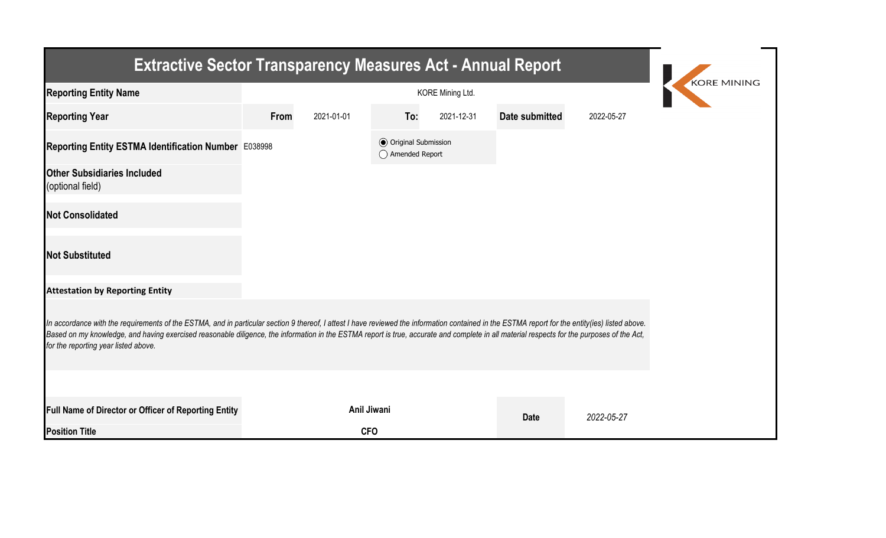# Extractive Sector Transparency Measures Act - Annual Report

| | | | | | | |
|---|---|---|---|---|---|---|
| **Reporting Entity Name** | KORE Mining Ltd. | | | | | |
| **Reporting Year** | **From** | 2021-01-01 | **To:** | 2021-12-31 | **Date submitted** | 2022-05-27 |
| **Reporting Entity ESTMA Identification Number** | E038998 | | ◉ Original Submission ◯ Amended Report | | | |
| **Other Subsidiaries Included** (optional field) | | | | | | |
| **Not Consolidated** | | | | | | |
| **Not Substituted** | | | | | | |

**Attestation by Reporting Entity**

*In accordance with the requirements of the ESTMA, and in particular section 9 thereof, I attest I have reviewed the information contained in the ESTMA report for the entity(ies) listed above. Based on my knowledge, and having exercised reasonable diligence, the information in the ESTMA report is true, accurate and complete in all material respects for the purposes of the Act, for the reporting year listed above.*

| | | | |
|---|---|---|---|
| **Full Name of Director or Officer of Reporting Entity** | **Anil Jiwani** | **Date** | *2022-05-27* |
| **Position Title** | **CFO** | | |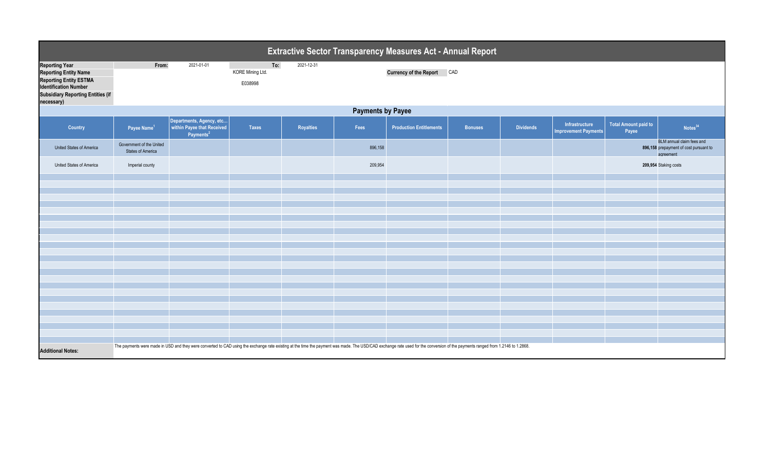# Extractive Sector Transparency Measures Act - Annual Report

| | | | | |
|---|---|---|---|---|
| **Reporting Year** | **From:** | 2021-01-01 | **To:** | 2021-12-31 |
| **Reporting Entity Name** | | | KORE Mining Ltd. | |
| **Reporting Entity ESTMA Identification Number** | | | E038998 | |
| **Subsidiary Reporting Entities (if necessary)** | | | | |

**Currency of the Report:** CAD

## Payments by Payee

| Country | Payee Name[1] | Departments, Agency, etc... within Payee that Received Payments[2] | Taxes | Royalties | Fees | Production Entitlements | Bonuses | Dividends | Infrastructure Improvement Payments | Total Amount paid to Payee | Notes[34] |
|---|---|---|---|---|---|---|---|---|---|---|---|
| United States of America | Government of the United States of America | | | | 896,158 | | | | | **896,158** | BLM annual claim fees and prepayment of cost pursuant to agreement |
| United States of America | Imperial county | | | | 209,954 | | | | | **209,954** | Staking costs |

**Additional Notes:** The payments were made in USD and they were converted to CAD using the exchange rate existing at the time the payment was made. The USD/CAD exchange rate used for the conversion of the payments ranged from 1.2146 to 1.2868.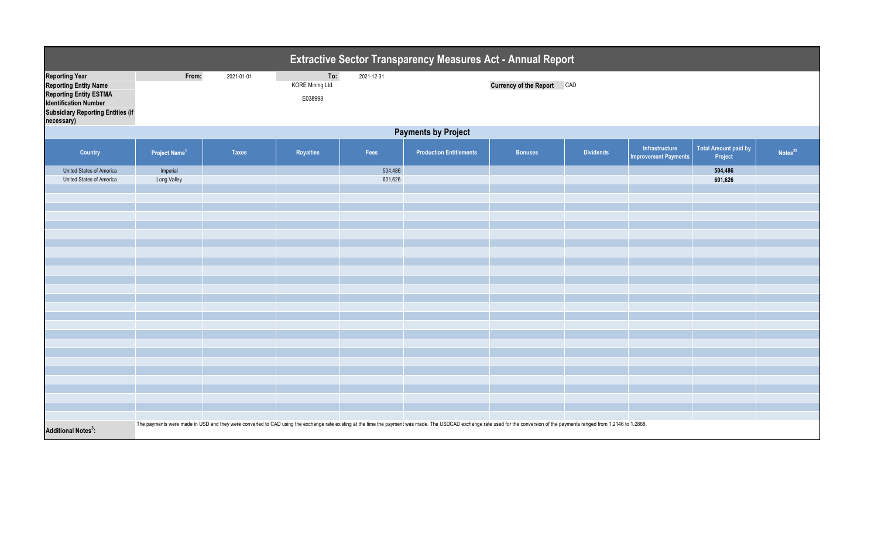# Extractive Sector Transparency Measures Act - Annual Report

| | | | | | | |
|---|---|---|---|---|---|---|
| **Reporting Year** | **From:** | 2021-01-01 | **To:** | 2021-12-31 | | |
| **Reporting Entity Name** | | | KORE Mining Ltd. | | **Currency of the Report** | CAD |
| **Reporting Entity ESTMA Identification Number** | | | E038998 | | | |
| **Subsidiary Reporting Entities (if necessary)** | | | | | | |

## Payments by Project

| Country | Project Name[1] | Taxes | Royalties | Fees | Production Entitlements | Bonuses | Dividends | Infrastructure Improvement Payments | Total Amount paid by Project | Notes[23] |
|---|---|---|---|---|---|---|---|---|---|---|
| United States of America | Imperial | | | 504,486 | | | | | **504,486** | |
| United States of America | Long Valley | | | 601,626 | | | | | **601,626** | |

**Additional Notes[3]:** The payments were made in USD and they were converted to CAD using the exchange rate existing at the time the payment was made. The USDCAD exchange rate used for the conversion of the payments ranged from 1.2146 to 1.2868.